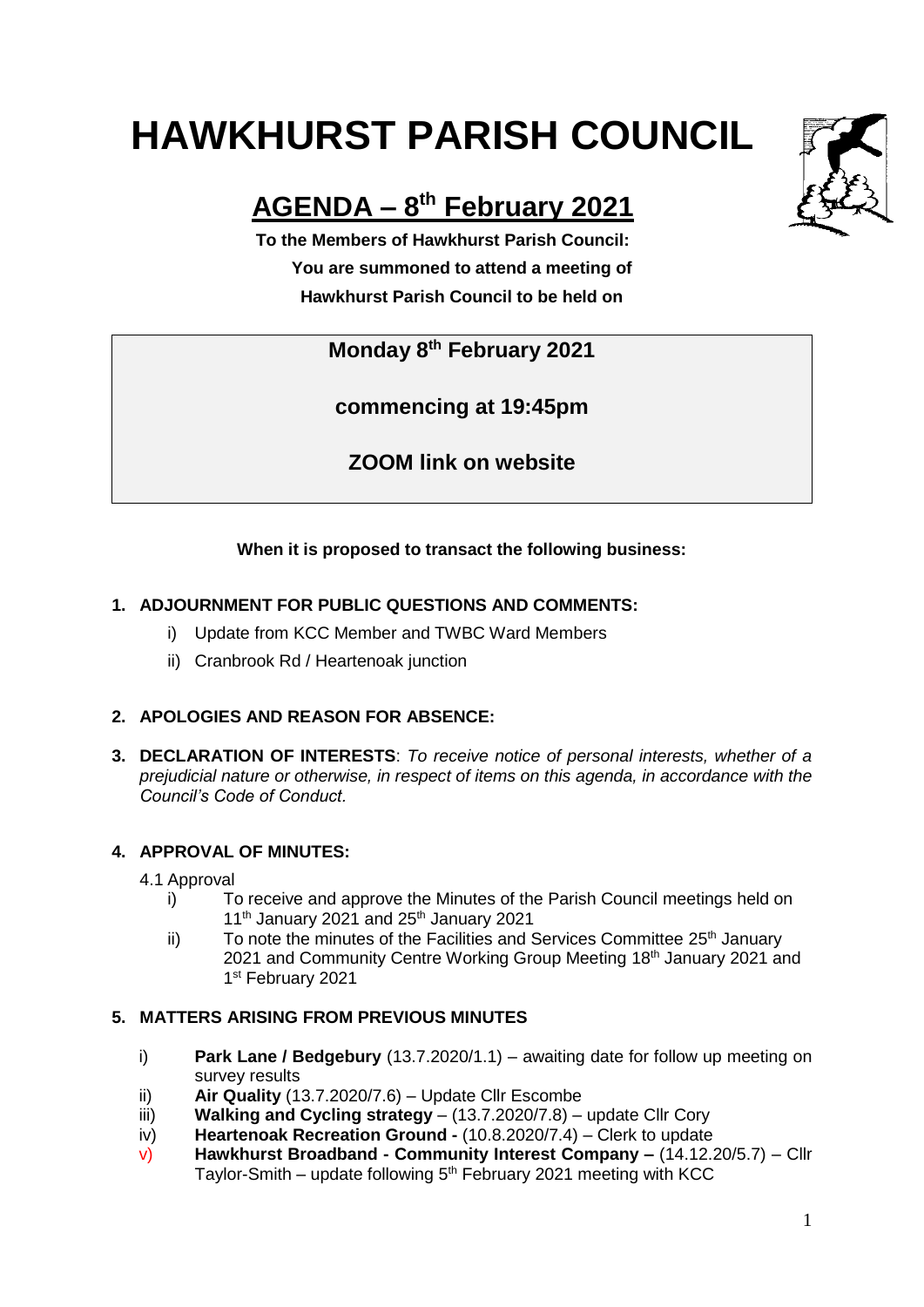# HAWKHURST PARISH COUNCIL

## AGENDA – 8th February 2021

**To the Members of Hawkhurst Parish Council:**
**You are summoned to attend a meeting of**
**Hawkhurst Parish Council to be held on**

**Monday 8th February 2021**

**commencing at 19:45pm**

**ZOOM link on website**

**When it is proposed to transact the following business:**

**1. ADJOURNMENT FOR PUBLIC QUESTIONS AND COMMENTS:**

i) Update from KCC Member and TWBC Ward Members
ii) Cranbrook Rd / Heartenoak junction

**2. APOLOGIES AND REASON FOR ABSENCE:**

**3. DECLARATION OF INTERESTS**: *To receive notice of personal interests, whether of a prejudicial nature or otherwise, in respect of items on this agenda, in accordance with the Council's Code of Conduct.*

**4. APPROVAL OF MINUTES:**

4.1 Approval

i) To receive and approve the Minutes of the Parish Council meetings held on 11th January 2021 and 25th January 2021
ii) To note the minutes of the Facilities and Services Committee 25th January 2021 and Community Centre Working Group Meeting 18th January 2021 and 1st February 2021

**5. MATTERS ARISING FROM PREVIOUS MINUTES**

i) **Park Lane / Bedgebury** (13.7.2020/1.1) – awaiting date for follow up meeting on survey results
ii) **Air Quality** (13.7.2020/7.6) – Update Cllr Escombe
iii) **Walking and Cycling strategy** – (13.7.2020/7.8) – update Cllr Cory
iv) **Heartenoak Recreation Ground -** (10.8.2020/7.4) – Clerk to update
v) **Hawkhurst Broadband - Community Interest Company –** (14.12.20/5.7) – Cllr Taylor-Smith – update following 5th February 2021 meeting with KCC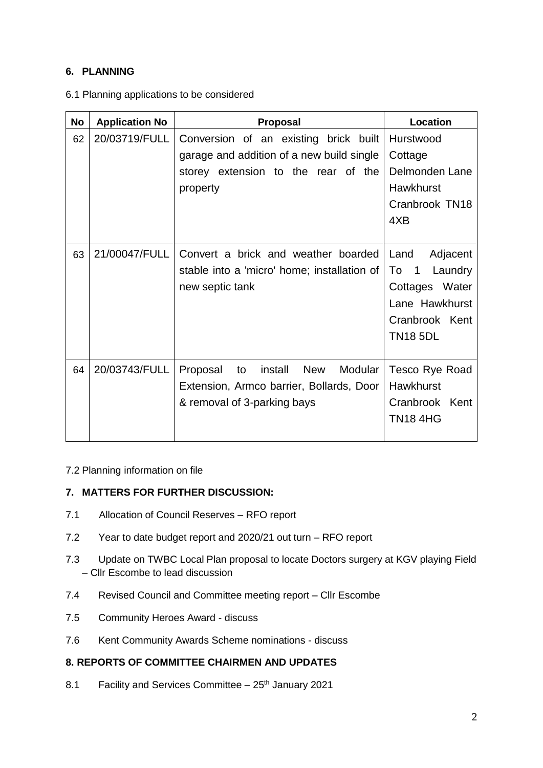## 6. PLANNING

6.1 Planning applications to be considered

| No | Application No | Proposal | Location |
|---|---|---|---|
| 62 | 20/03719/FULL | Conversion of an existing brick built garage and addition of a new build single storey extension to the rear of the property | Hurstwood Cottage Delmonden Lane Hawkhurst Cranbrook TN18 4XB |
| 63 | 21/00047/FULL | Convert a brick and weather boarded stable into a 'micro' home; installation of new septic tank | Land Adjacent To 1 Laundry Cottages Water Lane Hawkhurst Cranbrook Kent TN18 5DL |
| 64 | 20/03743/FULL | Proposal to install New Modular Extension, Armco barrier, Bollards, Door & removal of 3-parking bays | Tesco Rye Road Hawkhurst Cranbrook Kent TN18 4HG |

7.2 Planning information on file

## 7. MATTERS FOR FURTHER DISCUSSION:

7.1 Allocation of Council Reserves – RFO report

7.2 Year to date budget report and 2020/21 out turn – RFO report

7.3 Update on TWBC Local Plan proposal to locate Doctors surgery at KGV playing Field – Cllr Escombe to lead discussion

7.4 Revised Council and Committee meeting report – Cllr Escombe

7.5 Community Heroes Award - discuss

7.6 Kent Community Awards Scheme nominations - discuss

## 8. REPORTS OF COMMITTEE CHAIRMEN AND UPDATES

8.1 Facility and Services Committee – 25th January 2021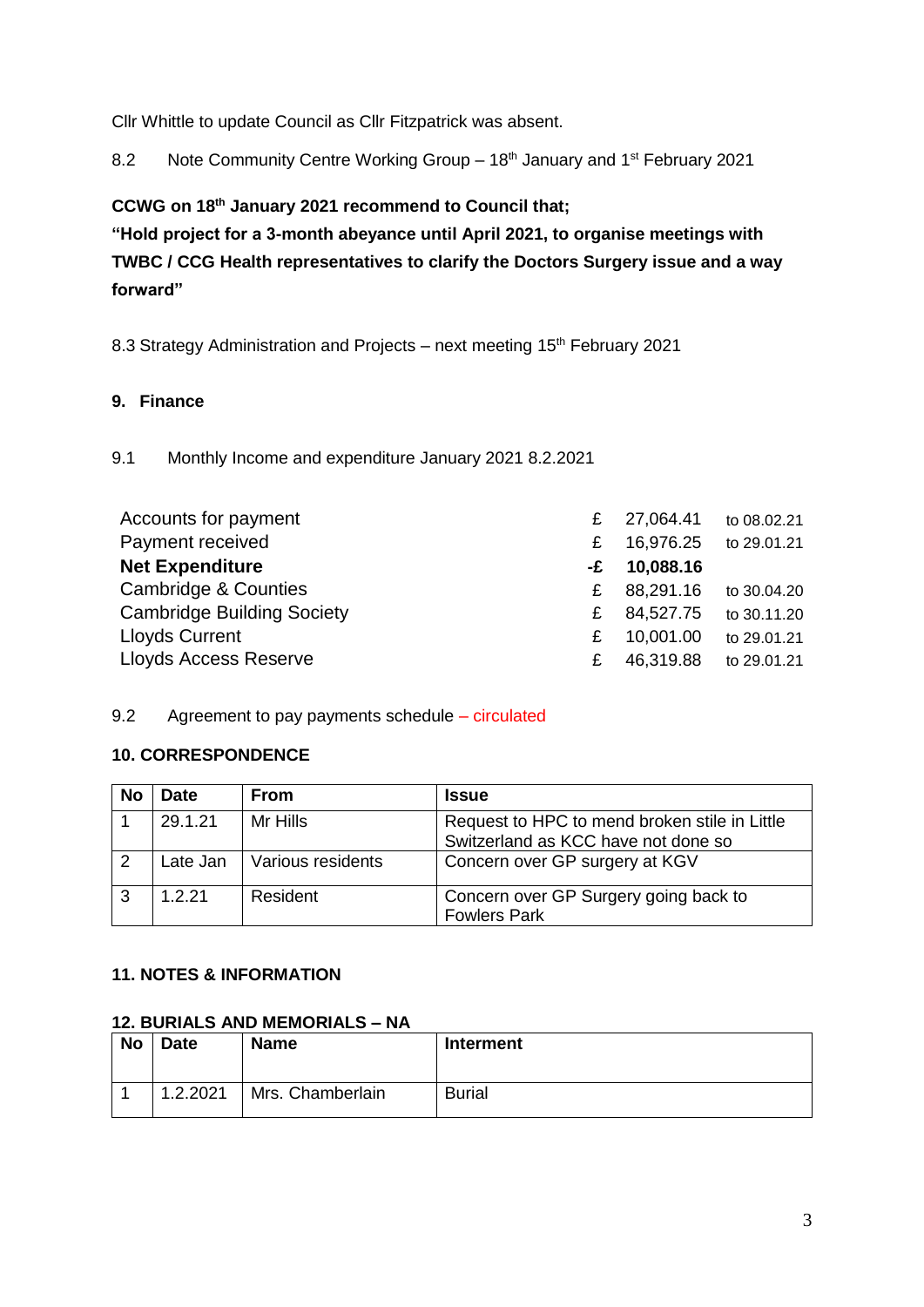Cllr Whittle to update Council as Cllr Fitzpatrick was absent.

8.2 Note Community Centre Working Group – 18th January and 1st February 2021

**CCWG on 18th January 2021 recommend to Council that;**
**"Hold project for a 3-month abeyance until April 2021, to organise meetings with TWBC / CCG Health representatives to clarify the Doctors Surgery issue and a way forward"**

8.3 Strategy Administration and Projects – next meeting 15th February 2021

## 9. Finance

9.1 Monthly Income and expenditure January 2021 8.2.2021

| | | | |
|---|---|---|---|
| Accounts for payment | £ | 27,064.41 | to 08.02.21 |
| Payment received | £ | 16,976.25 | to 29.01.21 |
| **Net Expenditure** | **-£** | **10,088.16** | |
| Cambridge & Counties | £ | 88,291.16 | to 30.04.20 |
| Cambridge Building Society | £ | 84,527.75 | to 30.11.20 |
| Lloyds Current | £ | 10,001.00 | to 29.01.21 |
| Lloyds Access Reserve | £ | 46,319.88 | to 29.01.21 |

9.2 Agreement to pay payments schedule – circulated

## 10. CORRESPONDENCE

| No | Date | From | Issue |
|---|---|---|---|
| 1 | 29.1.21 | Mr Hills | Request to HPC to mend broken stile in Little Switzerland as KCC have not done so |
| 2 | Late Jan | Various residents | Concern over GP surgery at KGV |
| 3 | 1.2.21 | Resident | Concern over GP Surgery going back to Fowlers Park |

## 11. NOTES & INFORMATION

## 12. BURIALS AND MEMORIALS – NA

| No | Date | Name | Interment |
|---|---|---|---|
| 1 | 1.2.2021 | Mrs. Chamberlain | Burial |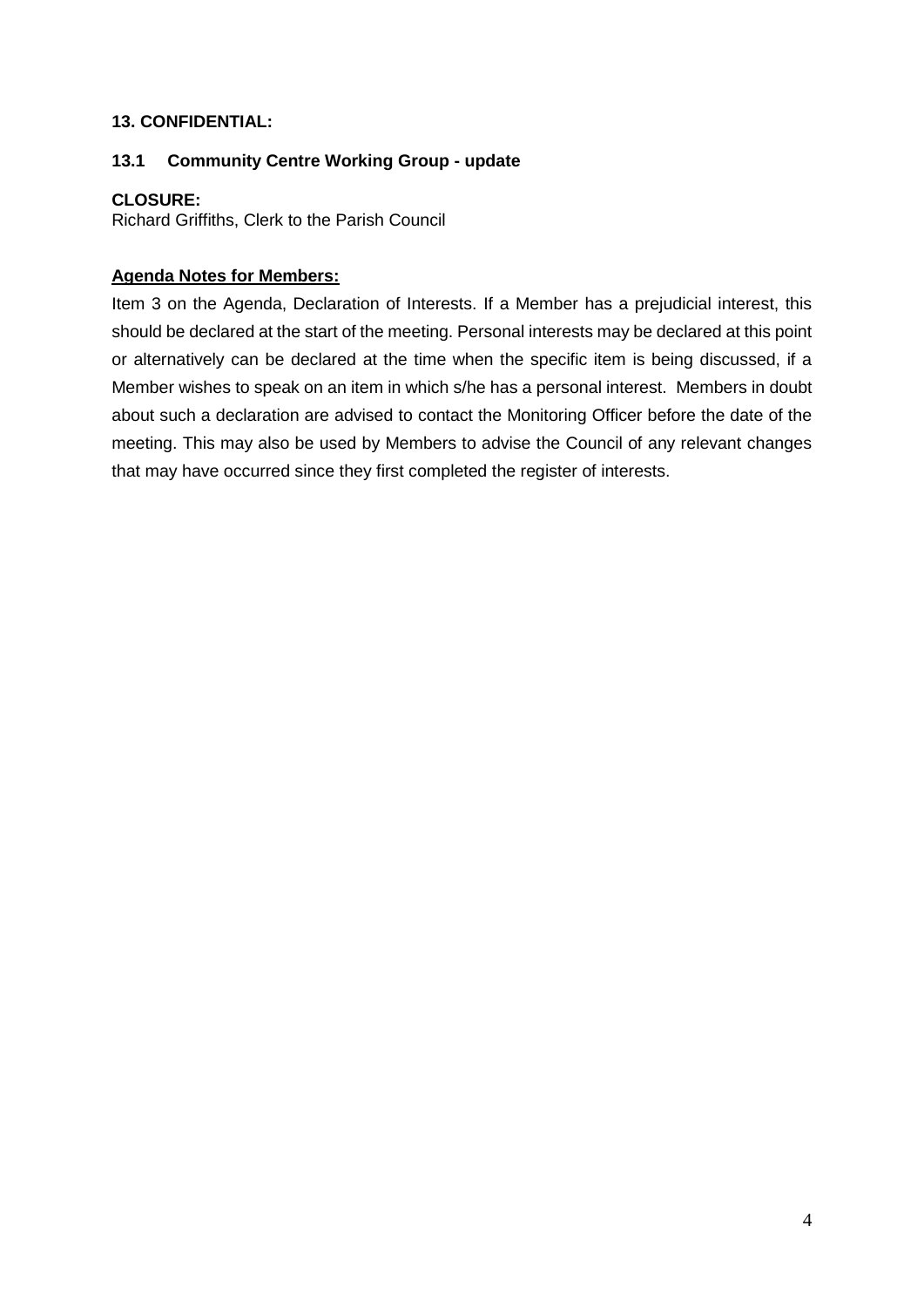**13. CONFIDENTIAL:**

**13.1 Community Centre Working Group - update**

**CLOSURE:**
Richard Griffiths, Clerk to the Parish Council

**Agenda Notes for Members:**

Item 3 on the Agenda, Declaration of Interests. If a Member has a prejudicial interest, this should be declared at the start of the meeting. Personal interests may be declared at this point or alternatively can be declared at the time when the specific item is being discussed, if a Member wishes to speak on an item in which s/he has a personal interest. Members in doubt about such a declaration are advised to contact the Monitoring Officer before the date of the meeting. This may also be used by Members to advise the Council of any relevant changes that may have occurred since they first completed the register of interests.